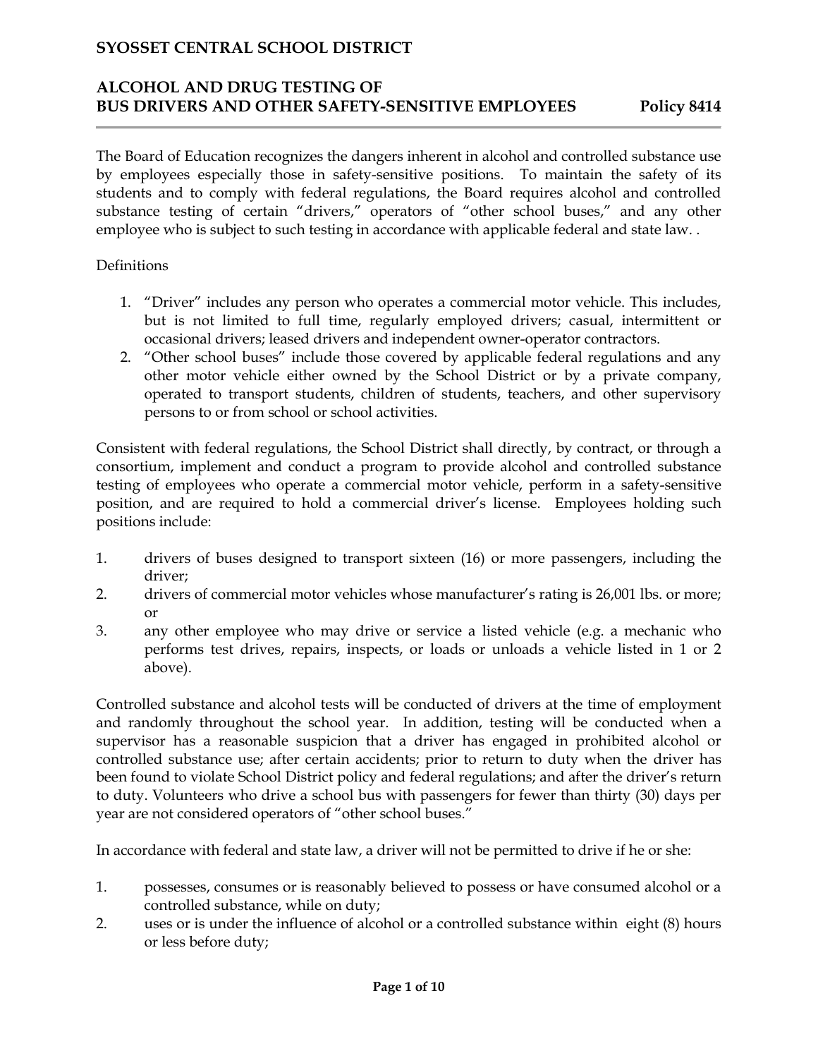# SYOSSET CENTRAL SCHOOL DISTRICT

## ALCOHOL AND DRUG TESTING OF BUS DRIVERS AND OTHER SAFETY-SENSITIVE EMPLOYEES — Policy 8414

The Board of Education recognizes the dangers inherent in alcohol and controlled substance use by employees especially those in safety-sensitive positions. To maintain the safety of its students and to comply with federal regulations, the Board requires alcohol and controlled substance testing of certain "drivers," operators of "other school buses," and any other employee who is subject to such testing in accordance with applicable federal and state law. .

Definitions

1. "Driver" includes any person who operates a commercial motor vehicle. This includes, but is not limited to full time, regularly employed drivers; casual, intermittent or occasional drivers; leased drivers and independent owner-operator contractors.
2. "Other school buses" include those covered by applicable federal regulations and any other motor vehicle either owned by the School District or by a private company, operated to transport students, children of students, teachers, and other supervisory persons to or from school or school activities.

Consistent with federal regulations, the School District shall directly, by contract, or through a consortium, implement and conduct a program to provide alcohol and controlled substance testing of employees who operate a commercial motor vehicle, perform in a safety-sensitive position, and are required to hold a commercial driver's license. Employees holding such positions include:

1. drivers of buses designed to transport sixteen (16) or more passengers, including the driver;
2. drivers of commercial motor vehicles whose manufacturer's rating is 26,001 lbs. or more; or
3. any other employee who may drive or service a listed vehicle (e.g. a mechanic who performs test drives, repairs, inspects, or loads or unloads a vehicle listed in 1 or 2 above).

Controlled substance and alcohol tests will be conducted of drivers at the time of employment and randomly throughout the school year. In addition, testing will be conducted when a supervisor has a reasonable suspicion that a driver has engaged in prohibited alcohol or controlled substance use; after certain accidents; prior to return to duty when the driver has been found to violate School District policy and federal regulations; and after the driver's return to duty. Volunteers who drive a school bus with passengers for fewer than thirty (30) days per year are not considered operators of "other school buses."

In accordance with federal and state law, a driver will not be permitted to drive if he or she:

1. possesses, consumes or is reasonably believed to possess or have consumed alcohol or a controlled substance, while on duty;
2. uses or is under the influence of alcohol or a controlled substance within eight (8) hours or less before duty;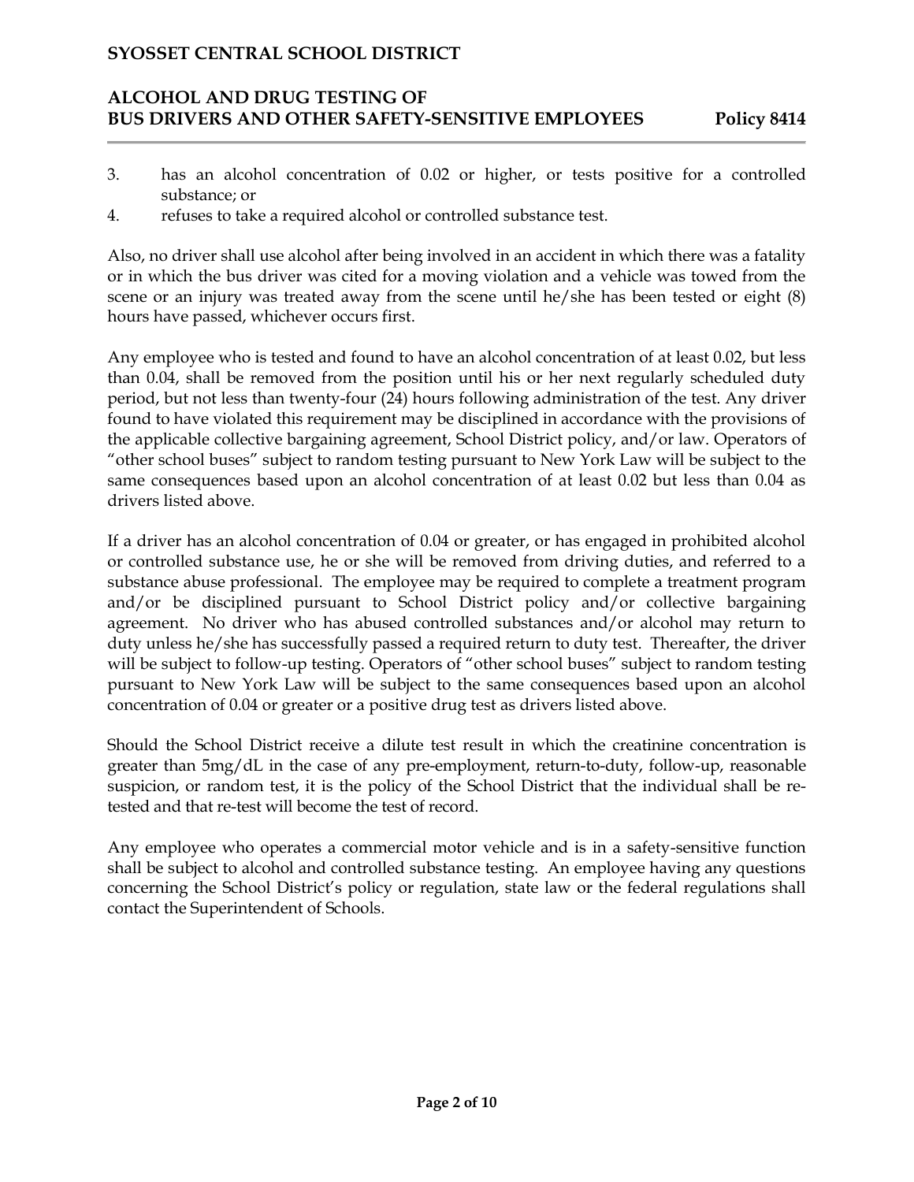3. has an alcohol concentration of 0.02 or higher, or tests positive for a controlled substance; or
4. refuses to take a required alcohol or controlled substance test.

Also, no driver shall use alcohol after being involved in an accident in which there was a fatality or in which the bus driver was cited for a moving violation and a vehicle was towed from the scene or an injury was treated away from the scene until he/she has been tested or eight (8) hours have passed, whichever occurs first.

Any employee who is tested and found to have an alcohol concentration of at least 0.02, but less than 0.04, shall be removed from the position until his or her next regularly scheduled duty period, but not less than twenty-four (24) hours following administration of the test. Any driver found to have violated this requirement may be disciplined in accordance with the provisions of the applicable collective bargaining agreement, School District policy, and/or law. Operators of "other school buses" subject to random testing pursuant to New York Law will be subject to the same consequences based upon an alcohol concentration of at least 0.02 but less than 0.04 as drivers listed above.

If a driver has an alcohol concentration of 0.04 or greater, or has engaged in prohibited alcohol or controlled substance use, he or she will be removed from driving duties, and referred to a substance abuse professional. The employee may be required to complete a treatment program and/or be disciplined pursuant to School District policy and/or collective bargaining agreement. No driver who has abused controlled substances and/or alcohol may return to duty unless he/she has successfully passed a required return to duty test. Thereafter, the driver will be subject to follow-up testing. Operators of "other school buses" subject to random testing pursuant to New York Law will be subject to the same consequences based upon an alcohol concentration of 0.04 or greater or a positive drug test as drivers listed above.

Should the School District receive a dilute test result in which the creatinine concentration is greater than 5mg/dL in the case of any pre-employment, return-to-duty, follow-up, reasonable suspicion, or random test, it is the policy of the School District that the individual shall be re-tested and that re-test will become the test of record.

Any employee who operates a commercial motor vehicle and is in a safety-sensitive function shall be subject to alcohol and controlled substance testing. An employee having any questions concerning the School District's policy or regulation, state law or the federal regulations shall contact the Superintendent of Schools.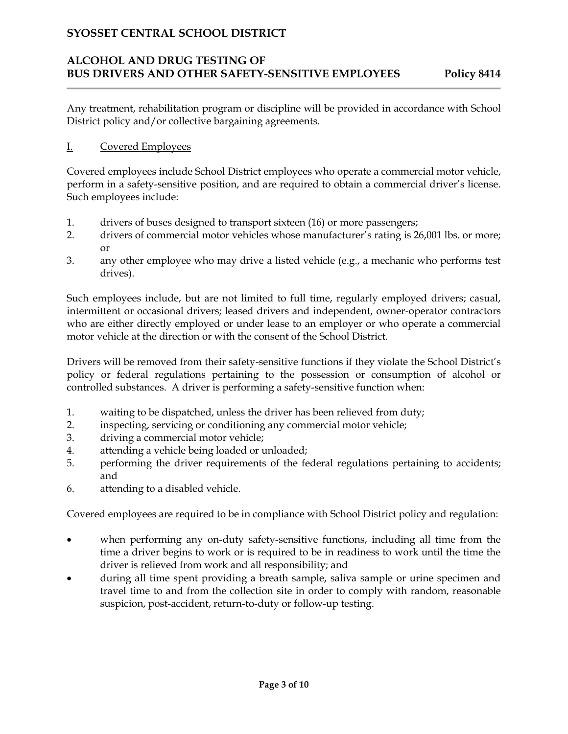Any treatment, rehabilitation program or discipline will be provided in accordance with School District policy and/or collective bargaining agreements.

## I. Covered Employees

Covered employees include School District employees who operate a commercial motor vehicle, perform in a safety-sensitive position, and are required to obtain a commercial driver's license. Such employees include:

1. drivers of buses designed to transport sixteen (16) or more passengers;
2. drivers of commercial motor vehicles whose manufacturer's rating is 26,001 lbs. or more; or
3. any other employee who may drive a listed vehicle (e.g., a mechanic who performs test drives).

Such employees include, but are not limited to full time, regularly employed drivers; casual, intermittent or occasional drivers; leased drivers and independent, owner-operator contractors who are either directly employed or under lease to an employer or who operate a commercial motor vehicle at the direction or with the consent of the School District.

Drivers will be removed from their safety-sensitive functions if they violate the School District's policy or federal regulations pertaining to the possession or consumption of alcohol or controlled substances. A driver is performing a safety-sensitive function when:

1. waiting to be dispatched, unless the driver has been relieved from duty;
2. inspecting, servicing or conditioning any commercial motor vehicle;
3. driving a commercial motor vehicle;
4. attending a vehicle being loaded or unloaded;
5. performing the driver requirements of the federal regulations pertaining to accidents; and
6. attending to a disabled vehicle.

Covered employees are required to be in compliance with School District policy and regulation:

- when performing any on-duty safety-sensitive functions, including all time from the time a driver begins to work or is required to be in readiness to work until the time the driver is relieved from work and all responsibility; and
- during all time spent providing a breath sample, saliva sample or urine specimen and travel time to and from the collection site in order to comply with random, reasonable suspicion, post-accident, return-to-duty or follow-up testing.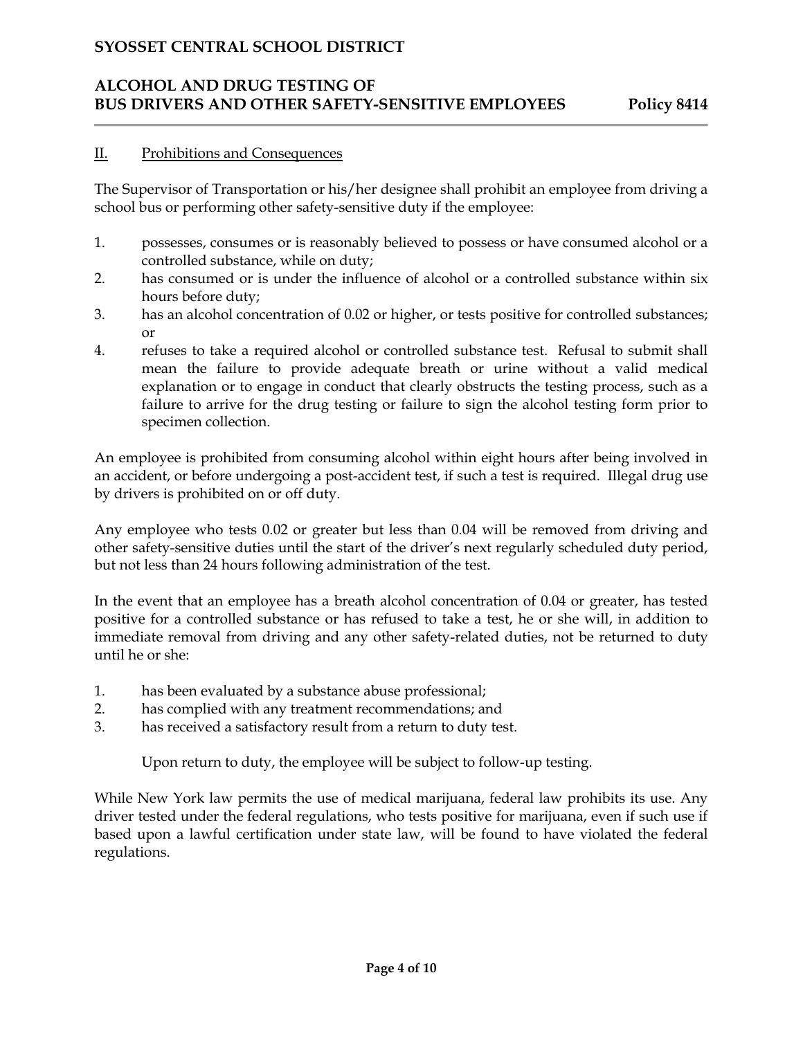## II. Prohibitions and Consequences

The Supervisor of Transportation or his/her designee shall prohibit an employee from driving a school bus or performing other safety-sensitive duty if the employee:

1. possesses, consumes or is reasonably believed to possess or have consumed alcohol or a controlled substance, while on duty;
2. has consumed or is under the influence of alcohol or a controlled substance within six hours before duty;
3. has an alcohol concentration of 0.02 or higher, or tests positive for controlled substances; or
4. refuses to take a required alcohol or controlled substance test. Refusal to submit shall mean the failure to provide adequate breath or urine without a valid medical explanation or to engage in conduct that clearly obstructs the testing process, such as a failure to arrive for the drug testing or failure to sign the alcohol testing form prior to specimen collection.

An employee is prohibited from consuming alcohol within eight hours after being involved in an accident, or before undergoing a post-accident test, if such a test is required. Illegal drug use by drivers is prohibited on or off duty.

Any employee who tests 0.02 or greater but less than 0.04 will be removed from driving and other safety-sensitive duties until the start of the driver's next regularly scheduled duty period, but not less than 24 hours following administration of the test.

In the event that an employee has a breath alcohol concentration of 0.04 or greater, has tested positive for a controlled substance or has refused to take a test, he or she will, in addition to immediate removal from driving and any other safety-related duties, not be returned to duty until he or she:

1. has been evaluated by a substance abuse professional;
2. has complied with any treatment recommendations; and
3. has received a satisfactory result from a return to duty test.

Upon return to duty, the employee will be subject to follow-up testing.

While New York law permits the use of medical marijuana, federal law prohibits its use. Any driver tested under the federal regulations, who tests positive for marijuana, even if such use if based upon a lawful certification under state law, will be found to have violated the federal regulations.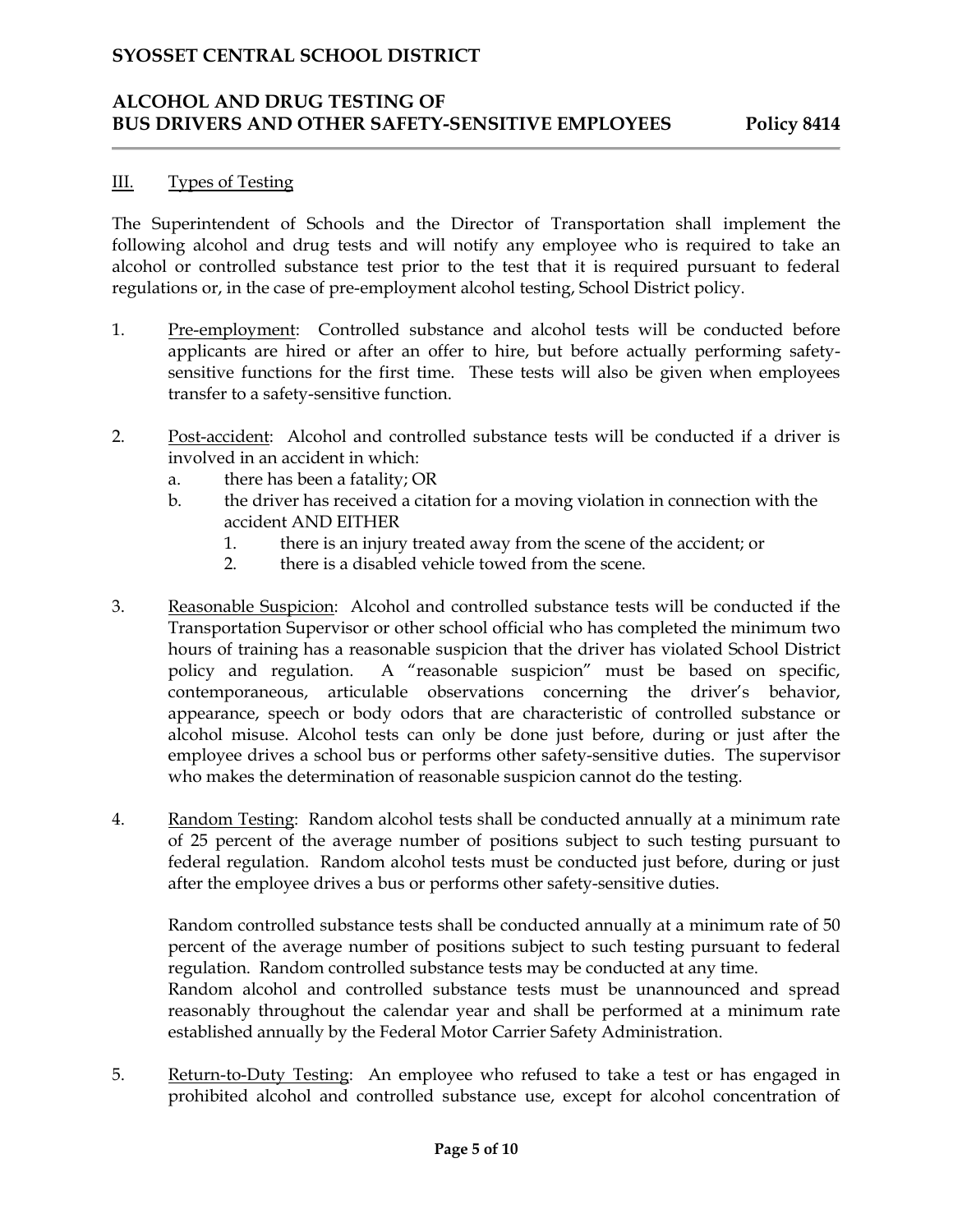## III. Types of Testing

The Superintendent of Schools and the Director of Transportation shall implement the following alcohol and drug tests and will notify any employee who is required to take an alcohol or controlled substance test prior to the test that it is required pursuant to federal regulations or, in the case of pre-employment alcohol testing, School District policy.

1. Pre-employment: Controlled substance and alcohol tests will be conducted before applicants are hired or after an offer to hire, but before actually performing safety-sensitive functions for the first time. These tests will also be given when employees transfer to a safety-sensitive function.

2. Post-accident: Alcohol and controlled substance tests will be conducted if a driver is involved in an accident in which:
   a. there has been a fatality; OR
   b. the driver has received a citation for a moving violation in connection with the accident AND EITHER
      1. there is an injury treated away from the scene of the accident; or
      2. there is a disabled vehicle towed from the scene.

3. Reasonable Suspicion: Alcohol and controlled substance tests will be conducted if the Transportation Supervisor or other school official who has completed the minimum two hours of training has a reasonable suspicion that the driver has violated School District policy and regulation. A "reasonable suspicion" must be based on specific, contemporaneous, articulable observations concerning the driver's behavior, appearance, speech or body odors that are characteristic of controlled substance or alcohol misuse. Alcohol tests can only be done just before, during or just after the employee drives a school bus or performs other safety-sensitive duties. The supervisor who makes the determination of reasonable suspicion cannot do the testing.

4. Random Testing: Random alcohol tests shall be conducted annually at a minimum rate of 25 percent of the average number of positions subject to such testing pursuant to federal regulation. Random alcohol tests must be conducted just before, during or just after the employee drives a bus or performs other safety-sensitive duties.

   Random controlled substance tests shall be conducted annually at a minimum rate of 50 percent of the average number of positions subject to such testing pursuant to federal regulation. Random controlled substance tests may be conducted at any time.
   Random alcohol and controlled substance tests must be unannounced and spread reasonably throughout the calendar year and shall be performed at a minimum rate established annually by the Federal Motor Carrier Safety Administration.

5. Return-to-Duty Testing: An employee who refused to take a test or has engaged in prohibited alcohol and controlled substance use, except for alcohol concentration of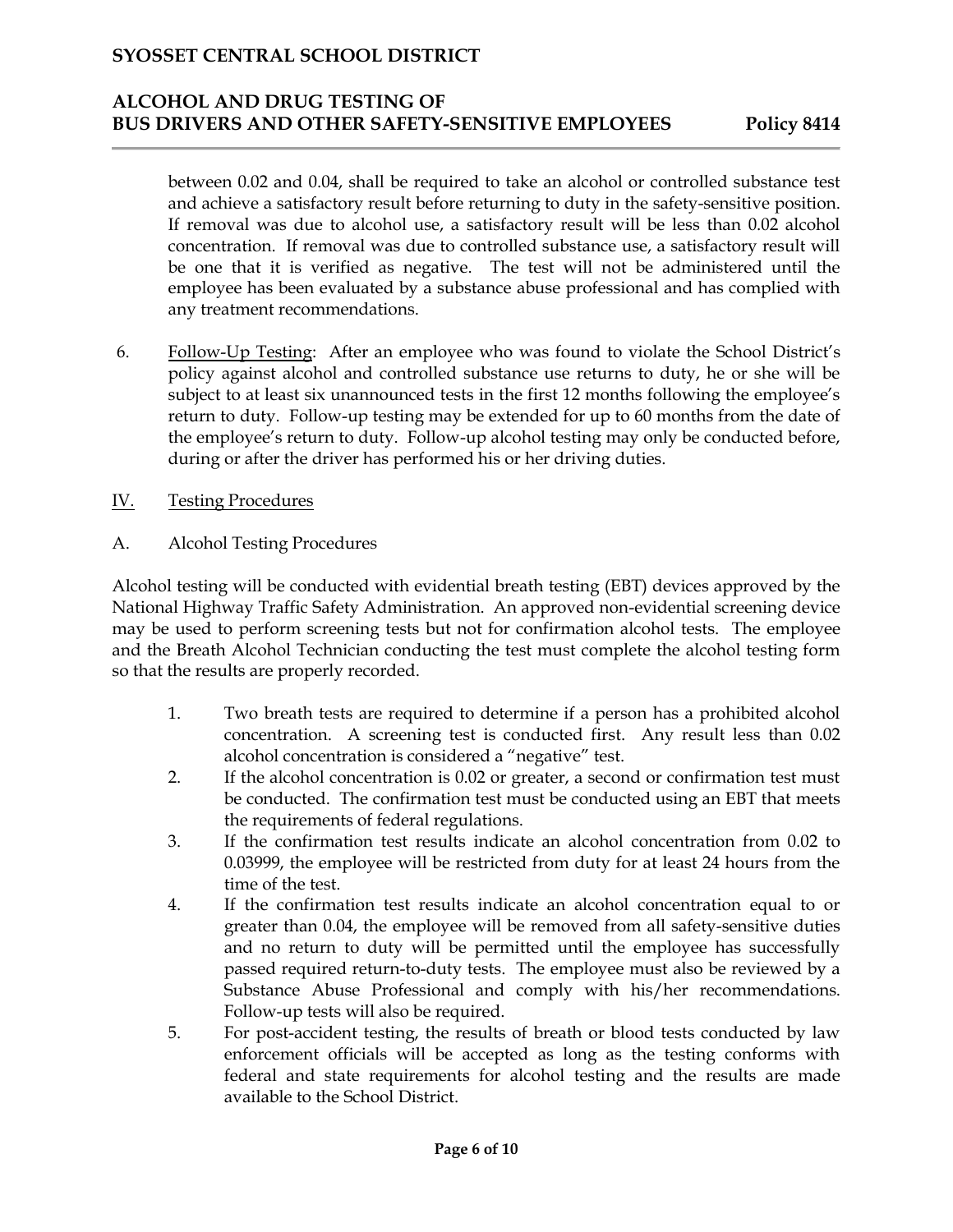between 0.02 and 0.04, shall be required to take an alcohol or controlled substance test and achieve a satisfactory result before returning to duty in the safety-sensitive position. If removal was due to alcohol use, a satisfactory result will be less than 0.02 alcohol concentration. If removal was due to controlled substance use, a satisfactory result will be one that it is verified as negative. The test will not be administered until the employee has been evaluated by a substance abuse professional and has complied with any treatment recommendations.

6. Follow-Up Testing: After an employee who was found to violate the School District's policy against alcohol and controlled substance use returns to duty, he or she will be subject to at least six unannounced tests in the first 12 months following the employee's return to duty. Follow-up testing may be extended for up to 60 months from the date of the employee's return to duty. Follow-up alcohol testing may only be conducted before, during or after the driver has performed his or her driving duties.

## IV. Testing Procedures

### A. Alcohol Testing Procedures

Alcohol testing will be conducted with evidential breath testing (EBT) devices approved by the National Highway Traffic Safety Administration. An approved non-evidential screening device may be used to perform screening tests but not for confirmation alcohol tests. The employee and the Breath Alcohol Technician conducting the test must complete the alcohol testing form so that the results are properly recorded.

1. Two breath tests are required to determine if a person has a prohibited alcohol concentration. A screening test is conducted first. Any result less than 0.02 alcohol concentration is considered a "negative" test.
2. If the alcohol concentration is 0.02 or greater, a second or confirmation test must be conducted. The confirmation test must be conducted using an EBT that meets the requirements of federal regulations.
3. If the confirmation test results indicate an alcohol concentration from 0.02 to 0.03999, the employee will be restricted from duty for at least 24 hours from the time of the test.
4. If the confirmation test results indicate an alcohol concentration equal to or greater than 0.04, the employee will be removed from all safety-sensitive duties and no return to duty will be permitted until the employee has successfully passed required return-to-duty tests. The employee must also be reviewed by a Substance Abuse Professional and comply with his/her recommendations. Follow-up tests will also be required.
5. For post-accident testing, the results of breath or blood tests conducted by law enforcement officials will be accepted as long as the testing conforms with federal and state requirements for alcohol testing and the results are made available to the School District.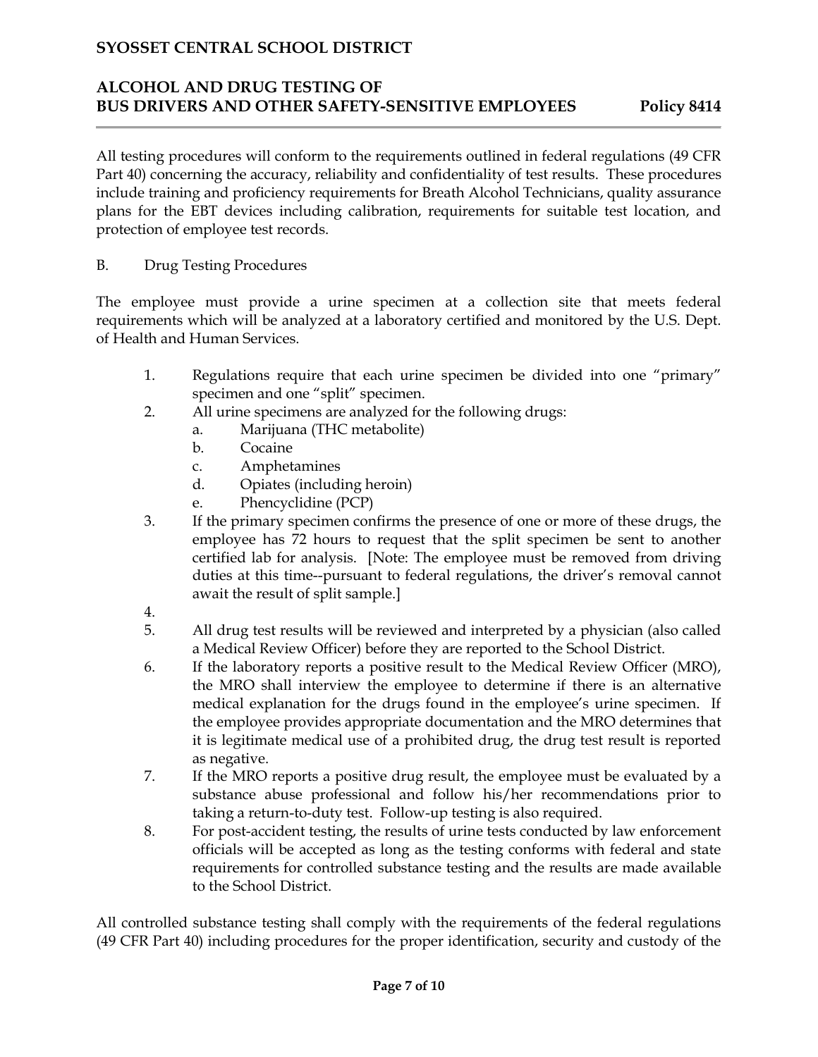All testing procedures will conform to the requirements outlined in federal regulations (49 CFR Part 40) concerning the accuracy, reliability and confidentiality of test results. These procedures include training and proficiency requirements for Breath Alcohol Technicians, quality assurance plans for the EBT devices including calibration, requirements for suitable test location, and protection of employee test records.

B. Drug Testing Procedures

The employee must provide a urine specimen at a collection site that meets federal requirements which will be analyzed at a laboratory certified and monitored by the U.S. Dept. of Health and Human Services.

1. Regulations require that each urine specimen be divided into one "primary" specimen and one "split" specimen.
2. All urine specimens are analyzed for the following drugs:
   a. Marijuana (THC metabolite)
   b. Cocaine
   c. Amphetamines
   d. Opiates (including heroin)
   e. Phencyclidine (PCP)
3. If the primary specimen confirms the presence of one or more of these drugs, the employee has 72 hours to request that the split specimen be sent to another certified lab for analysis. [Note: The employee must be removed from driving duties at this time--pursuant to federal regulations, the driver's removal cannot await the result of split sample.]
4. 
5. All drug test results will be reviewed and interpreted by a physician (also called a Medical Review Officer) before they are reported to the School District.
6. If the laboratory reports a positive result to the Medical Review Officer (MRO), the MRO shall interview the employee to determine if there is an alternative medical explanation for the drugs found in the employee's urine specimen. If the employee provides appropriate documentation and the MRO determines that it is legitimate medical use of a prohibited drug, the drug test result is reported as negative.
7. If the MRO reports a positive drug result, the employee must be evaluated by a substance abuse professional and follow his/her recommendations prior to taking a return-to-duty test. Follow-up testing is also required.
8. For post-accident testing, the results of urine tests conducted by law enforcement officials will be accepted as long as the testing conforms with federal and state requirements for controlled substance testing and the results are made available to the School District.

All controlled substance testing shall comply with the requirements of the federal regulations (49 CFR Part 40) including procedures for the proper identification, security and custody of the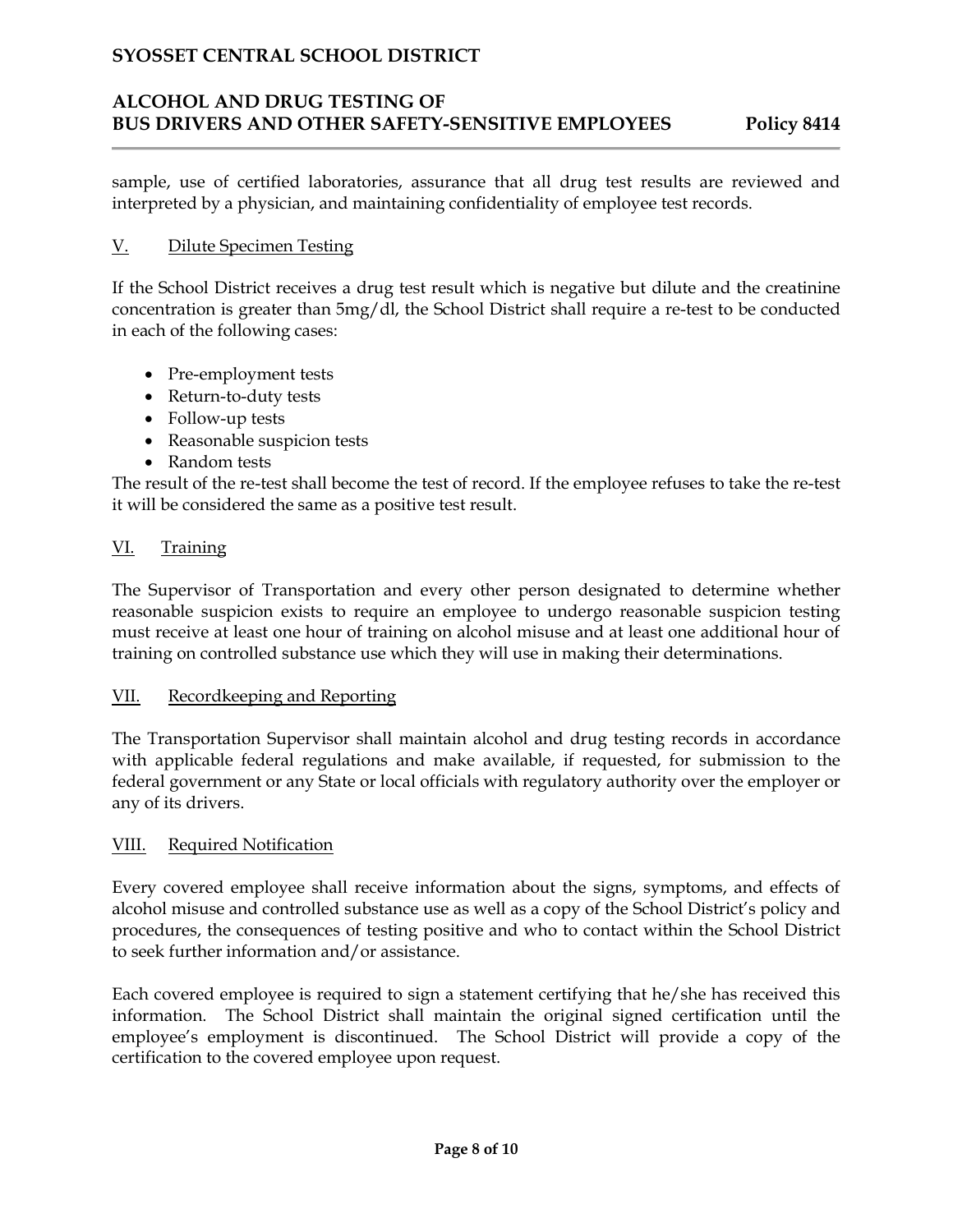sample, use of certified laboratories, assurance that all drug test results are reviewed and interpreted by a physician, and maintaining confidentiality of employee test records.

## V. Dilute Specimen Testing

If the School District receives a drug test result which is negative but dilute and the creatinine concentration is greater than 5mg/dl, the School District shall require a re-test to be conducted in each of the following cases:

- Pre-employment tests
- Return-to-duty tests
- Follow-up tests
- Reasonable suspicion tests
- Random tests

The result of the re-test shall become the test of record. If the employee refuses to take the re-test it will be considered the same as a positive test result.

## VI. Training

The Supervisor of Transportation and every other person designated to determine whether reasonable suspicion exists to require an employee to undergo reasonable suspicion testing must receive at least one hour of training on alcohol misuse and at least one additional hour of training on controlled substance use which they will use in making their determinations.

## VII. Recordkeeping and Reporting

The Transportation Supervisor shall maintain alcohol and drug testing records in accordance with applicable federal regulations and make available, if requested, for submission to the federal government or any State or local officials with regulatory authority over the employer or any of its drivers.

## VIII. Required Notification

Every covered employee shall receive information about the signs, symptoms, and effects of alcohol misuse and controlled substance use as well as a copy of the School District's policy and procedures, the consequences of testing positive and who to contact within the School District to seek further information and/or assistance.

Each covered employee is required to sign a statement certifying that he/she has received this information. The School District shall maintain the original signed certification until the employee's employment is discontinued. The School District will provide a copy of the certification to the covered employee upon request.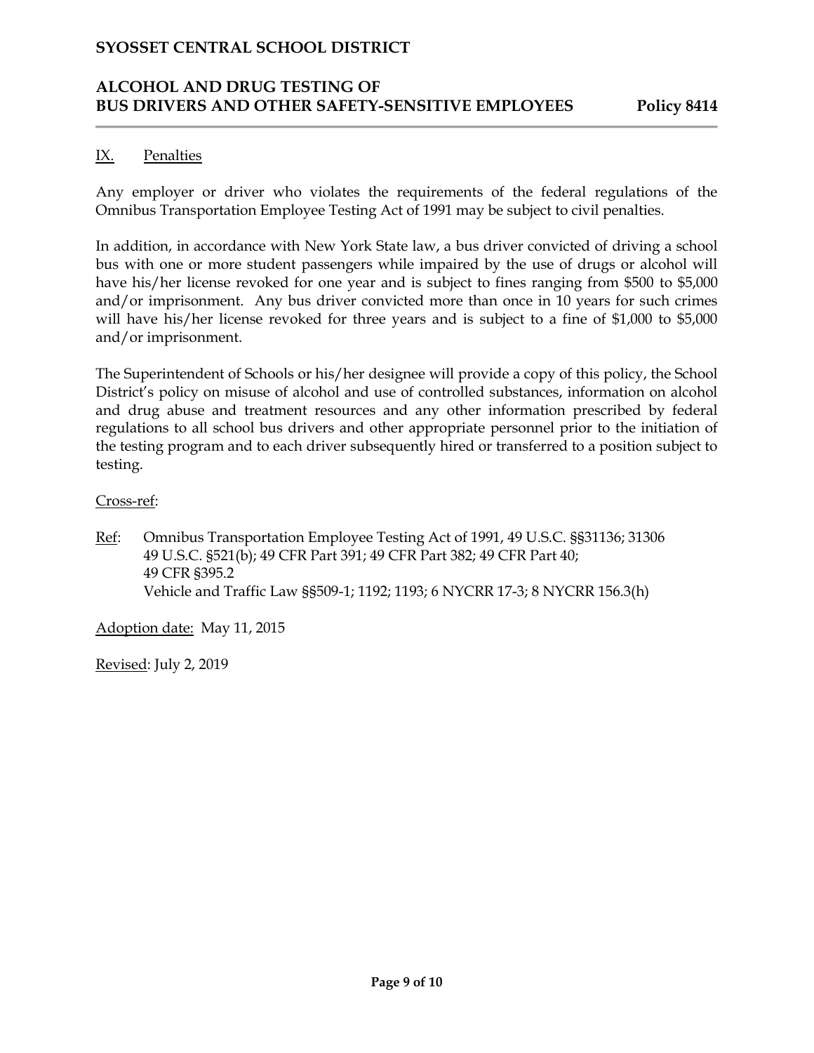## IX. Penalties

Any employer or driver who violates the requirements of the federal regulations of the Omnibus Transportation Employee Testing Act of 1991 may be subject to civil penalties.

In addition, in accordance with New York State law, a bus driver convicted of driving a school bus with one or more student passengers while impaired by the use of drugs or alcohol will have his/her license revoked for one year and is subject to fines ranging from $500 to $5,000 and/or imprisonment. Any bus driver convicted more than once in 10 years for such crimes will have his/her license revoked for three years and is subject to a fine of $1,000 to $5,000 and/or imprisonment.

The Superintendent of Schools or his/her designee will provide a copy of this policy, the School District's policy on misuse of alcohol and use of controlled substances, information on alcohol and drug abuse and treatment resources and any other information prescribed by federal regulations to all school bus drivers and other appropriate personnel prior to the initiation of the testing program and to each driver subsequently hired or transferred to a position subject to testing.

Cross-ref:

Ref: Omnibus Transportation Employee Testing Act of 1991, 49 U.S.C. §§31136; 31306
49 U.S.C. §521(b); 49 CFR Part 391; 49 CFR Part 382; 49 CFR Part 40;
49 CFR §395.2
Vehicle and Traffic Law §§509-1; 1192; 1193; 6 NYCRR 17-3; 8 NYCRR 156.3(h)

Adoption date: May 11, 2015

Revised: July 2, 2019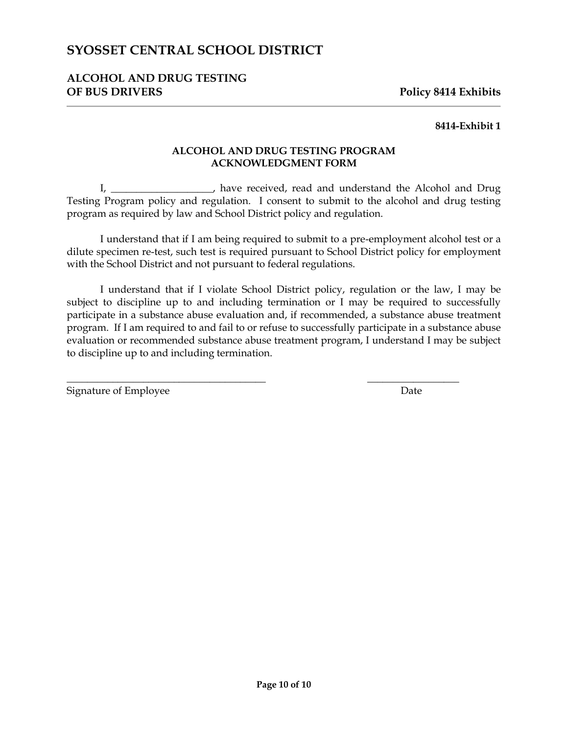# SYOSSET CENTRAL SCHOOL DISTRICT

## ALCOHOL AND DRUG TESTING OF BUS DRIVERS

**Policy 8414 Exhibits**

**8414-Exhibit 1**

### ALCOHOL AND DRUG TESTING PROGRAM ACKNOWLEDGMENT FORM

I, ____________________, have received, read and understand the Alcohol and Drug Testing Program policy and regulation. I consent to submit to the alcohol and drug testing program as required by law and School District policy and regulation.

I understand that if I am being required to submit to a pre-employment alcohol test or a dilute specimen re-test, such test is required pursuant to School District policy for employment with the School District and not pursuant to federal regulations.

I understand that if I violate School District policy, regulation or the law, I may be subject to discipline up to and including termination or I may be required to successfully participate in a substance abuse evaluation and, if recommended, a substance abuse treatment program. If I am required to and fail to or refuse to successfully participate in a substance abuse evaluation or recommended substance abuse treatment program, I understand I may be subject to discipline up to and including termination.

________________________________________ ____________________

Signature of Employee Date